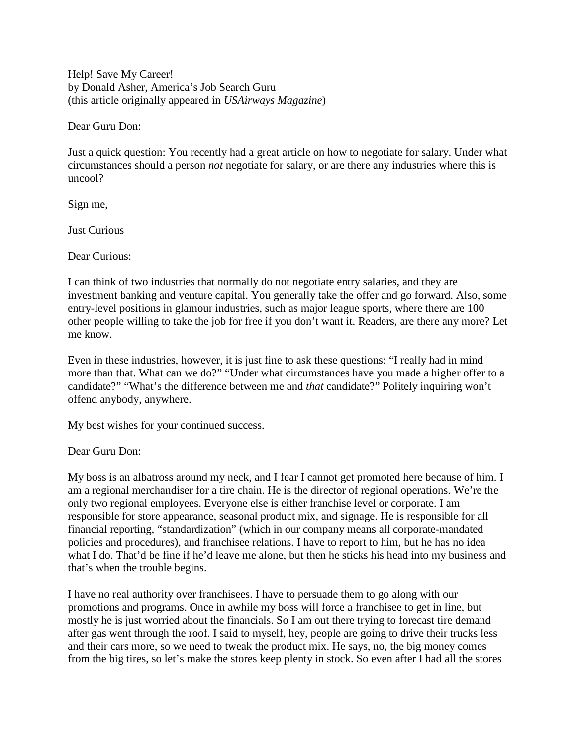Help! Save My Career!
by Donald Asher, America's Job Search Guru
(this article originally appeared in *USAirways Magazine*)

Dear Guru Don:

Just a quick question: You recently had a great article on how to negotiate for salary. Under what circumstances should a person *not* negotiate for salary, or are there any industries where this is uncool?

Sign me,

Just Curious

Dear Curious:

I can think of two industries that normally do not negotiate entry salaries, and they are investment banking and venture capital. You generally take the offer and go forward. Also, some entry-level positions in glamour industries, such as major league sports, where there are 100 other people willing to take the job for free if you don't want it. Readers, are there any more? Let me know.

Even in these industries, however, it is just fine to ask these questions: "I really had in mind more than that. What can we do?" "Under what circumstances have you made a higher offer to a candidate?" "What's the difference between me and *that* candidate?" Politely inquiring won't offend anybody, anywhere.

My best wishes for your continued success.

Dear Guru Don:

My boss is an albatross around my neck, and I fear I cannot get promoted here because of him. I am a regional merchandiser for a tire chain. He is the director of regional operations. We're the only two regional employees. Everyone else is either franchise level or corporate. I am responsible for store appearance, seasonal product mix, and signage. He is responsible for all financial reporting, "standardization" (which in our company means all corporate-mandated policies and procedures), and franchisee relations. I have to report to him, but he has no idea what I do. That'd be fine if he'd leave me alone, but then he sticks his head into my business and that's when the trouble begins.

I have no real authority over franchisees. I have to persuade them to go along with our promotions and programs. Once in awhile my boss will force a franchisee to get in line, but mostly he is just worried about the financials. So I am out there trying to forecast tire demand after gas went through the roof. I said to myself, hey, people are going to drive their trucks less and their cars more, so we need to tweak the product mix. He says, no, the big money comes from the big tires, so let's make the stores keep plenty in stock. So even after I had all the stores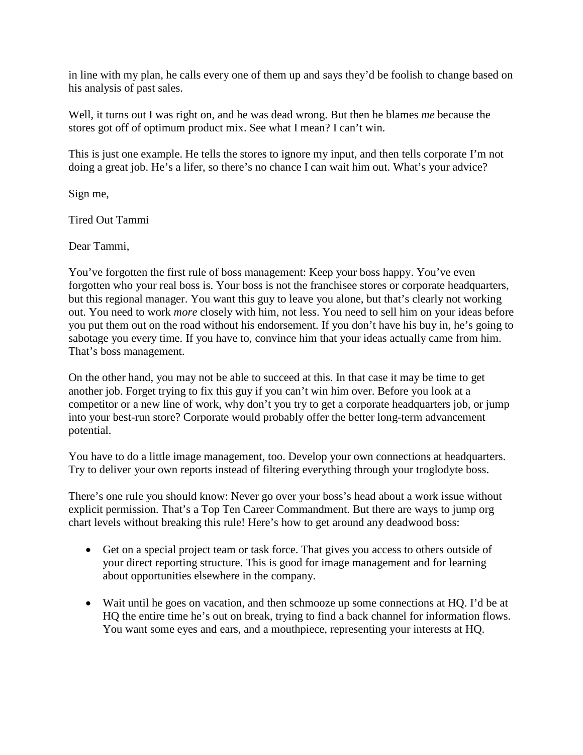in line with my plan, he calls every one of them up and says they'd be foolish to change based on his analysis of past sales.

Well, it turns out I was right on, and he was dead wrong. But then he blames *me* because the stores got off of optimum product mix. See what I mean? I can't win.

This is just one example. He tells the stores to ignore my input, and then tells corporate I'm not doing a great job. He's a lifer, so there's no chance I can wait him out. What's your advice?

Sign me,

Tired Out Tammi

Dear Tammi,

You've forgotten the first rule of boss management: Keep your boss happy. You've even forgotten who your real boss is. Your boss is not the franchisee stores or corporate headquarters, but this regional manager. You want this guy to leave you alone, but that's clearly not working out. You need to work *more* closely with him, not less. You need to sell him on your ideas before you put them out on the road without his endorsement. If you don't have his buy in, he's going to sabotage you every time. If you have to, convince him that your ideas actually came from him. That's boss management.

On the other hand, you may not be able to succeed at this. In that case it may be time to get another job. Forget trying to fix this guy if you can't win him over. Before you look at a competitor or a new line of work, why don't you try to get a corporate headquarters job, or jump into your best-run store? Corporate would probably offer the better long-term advancement potential.

You have to do a little image management, too. Develop your own connections at headquarters. Try to deliver your own reports instead of filtering everything through your troglodyte boss.

There's one rule you should know: Never go over your boss's head about a work issue without explicit permission. That's a Top Ten Career Commandment. But there are ways to jump org chart levels without breaking this rule! Here's how to get around any deadwood boss:

- Get on a special project team or task force. That gives you access to others outside of your direct reporting structure. This is good for image management and for learning about opportunities elsewhere in the company.

- Wait until he goes on vacation, and then schmooze up some connections at HQ. I'd be at HQ the entire time he's out on break, trying to find a back channel for information flows. You want some eyes and ears, and a mouthpiece, representing your interests at HQ.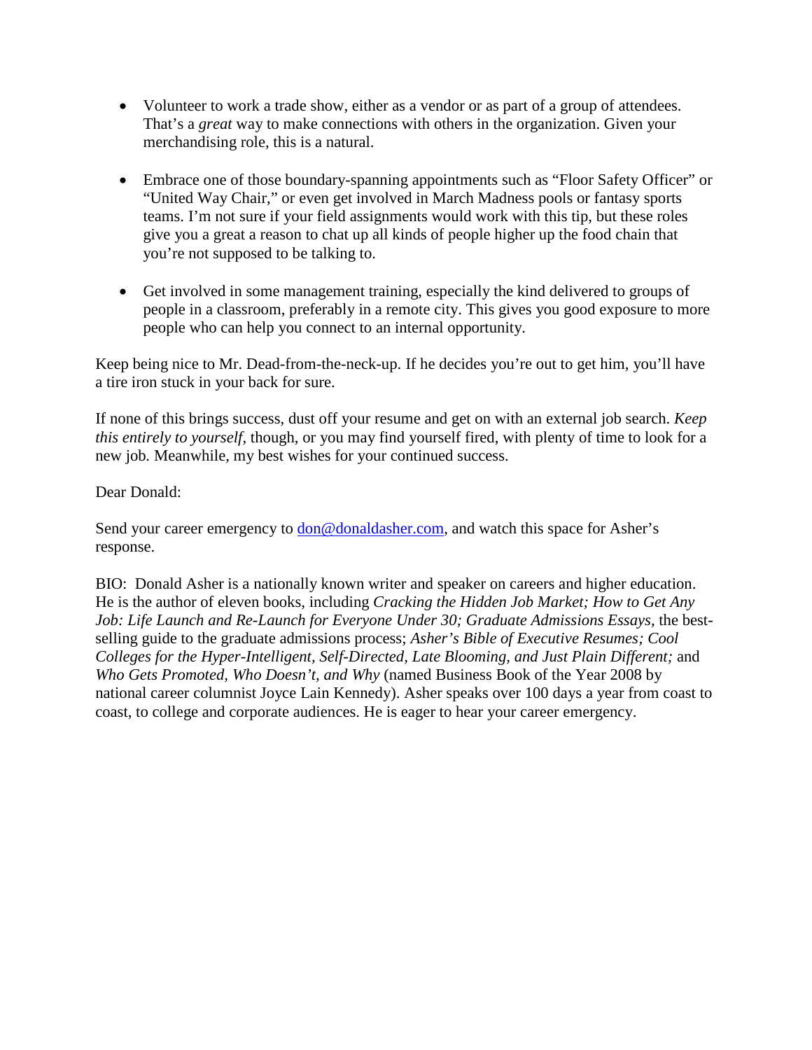- Volunteer to work a trade show, either as a vendor or as part of a group of attendees. That's a *great* way to make connections with others in the organization. Given your merchandising role, this is a natural.

- Embrace one of those boundary-spanning appointments such as "Floor Safety Officer" or "United Way Chair," or even get involved in March Madness pools or fantasy sports teams. I'm not sure if your field assignments would work with this tip, but these roles give you a great a reason to chat up all kinds of people higher up the food chain that you're not supposed to be talking to.

- Get involved in some management training, especially the kind delivered to groups of people in a classroom, preferably in a remote city. This gives you good exposure to more people who can help you connect to an internal opportunity.

Keep being nice to Mr. Dead-from-the-neck-up. If he decides you're out to get him, you'll have a tire iron stuck in your back for sure.

If none of this brings success, dust off your resume and get on with an external job search. *Keep this entirely to yourself*, though, or you may find yourself fired, with plenty of time to look for a new job. Meanwhile, my best wishes for your continued success.

Dear Donald:

Send your career emergency to don@donaldasher.com, and watch this space for Asher's response.

BIO: Donald Asher is a nationally known writer and speaker on careers and higher education. He is the author of eleven books, including *Cracking the Hidden Job Market; How to Get Any Job: Life Launch and Re-Launch for Everyone Under 30; Graduate Admissions Essays*, the best-selling guide to the graduate admissions process; *Asher's Bible of Executive Resumes; Cool Colleges for the Hyper-Intelligent, Self-Directed, Late Blooming, and Just Plain Different;* and *Who Gets Promoted, Who Doesn't, and Why* (named Business Book of the Year 2008 by national career columnist Joyce Lain Kennedy). Asher speaks over 100 days a year from coast to coast, to college and corporate audiences. He is eager to hear your career emergency.